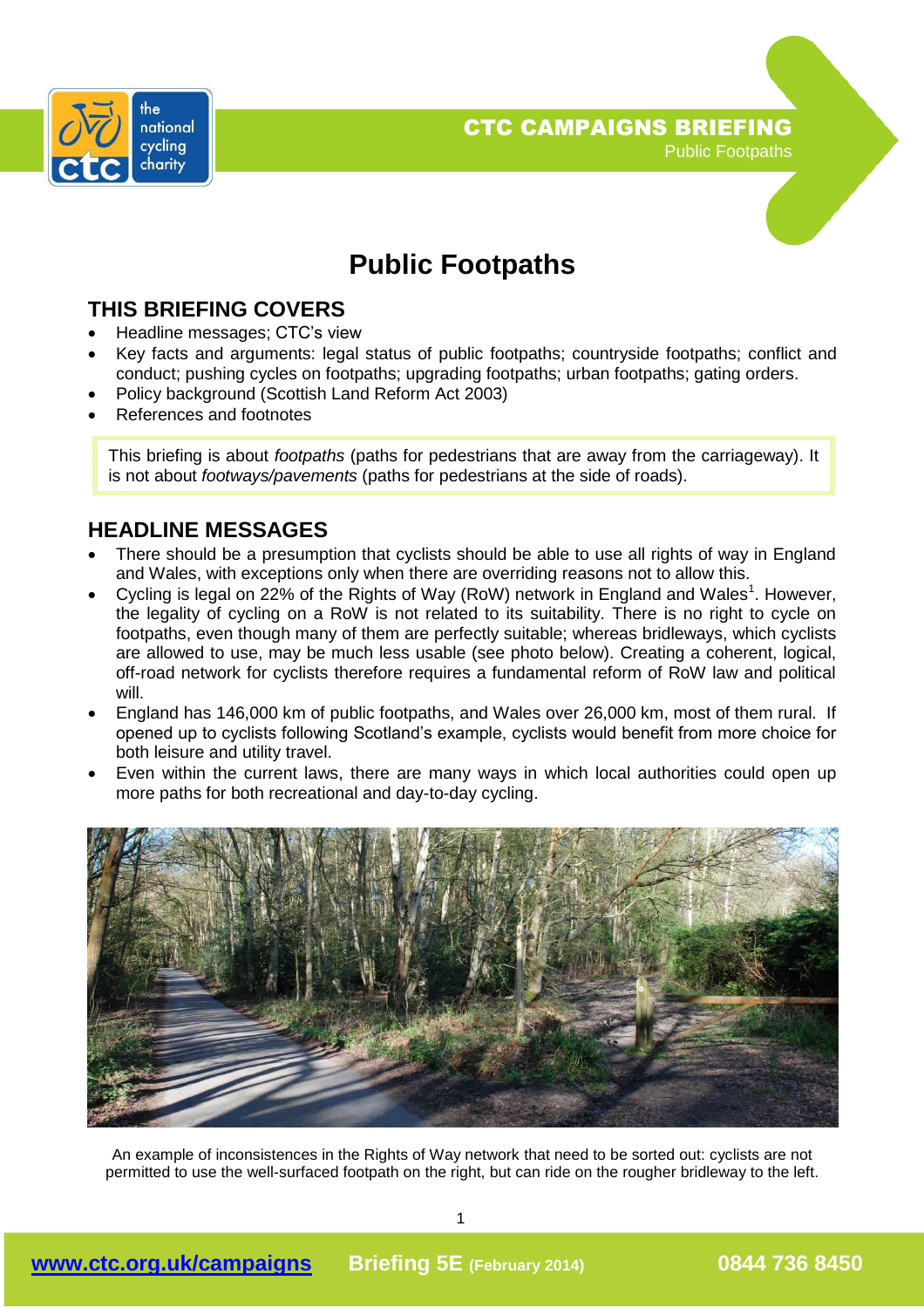# Public Footpaths

## THIS BRIEFING COVERS

- Headline messages; CTC's view
- Key facts and arguments: legal status of public footpaths; countryside footpaths; conflict and conduct; pushing cycles on footpaths; upgrading footpaths; urban footpaths; gating orders.
- Policy background (Scottish Land Reform Act 2003)
- References and footnotes

This briefing is about *footpaths* (paths for pedestrians that are away from the carriageway). It is not about *footways/pavements* (paths for pedestrians at the side of roads).

## HEADLINE MESSAGES

- There should be a presumption that cyclists should be able to use all rights of way in England and Wales, with exceptions only when there are overriding reasons not to allow this.
- Cycling is legal on 22% of the Rights of Way (RoW) network in England and Wales[1]. However, the legality of cycling on a RoW is not related to its suitability. There is no right to cycle on footpaths, even though many of them are perfectly suitable; whereas bridleways, which cyclists are allowed to use, may be much less usable (see photo below). Creating a coherent, logical, off-road network for cyclists therefore requires a fundamental reform of RoW law and political will.
- England has 146,000 km of public footpaths, and Wales over 26,000 km, most of them rural. If opened up to cyclists following Scotland's example, cyclists would benefit from more choice for both leisure and utility travel.
- Even within the current laws, there are many ways in which local authorities could open up more paths for both recreational and day-to-day cycling.

An example of inconsistences in the Rights of Way network that need to be sorted out: cyclists are not permitted to use the well-surfaced footpath on the right, but can ride on the rougher bridleway to the left.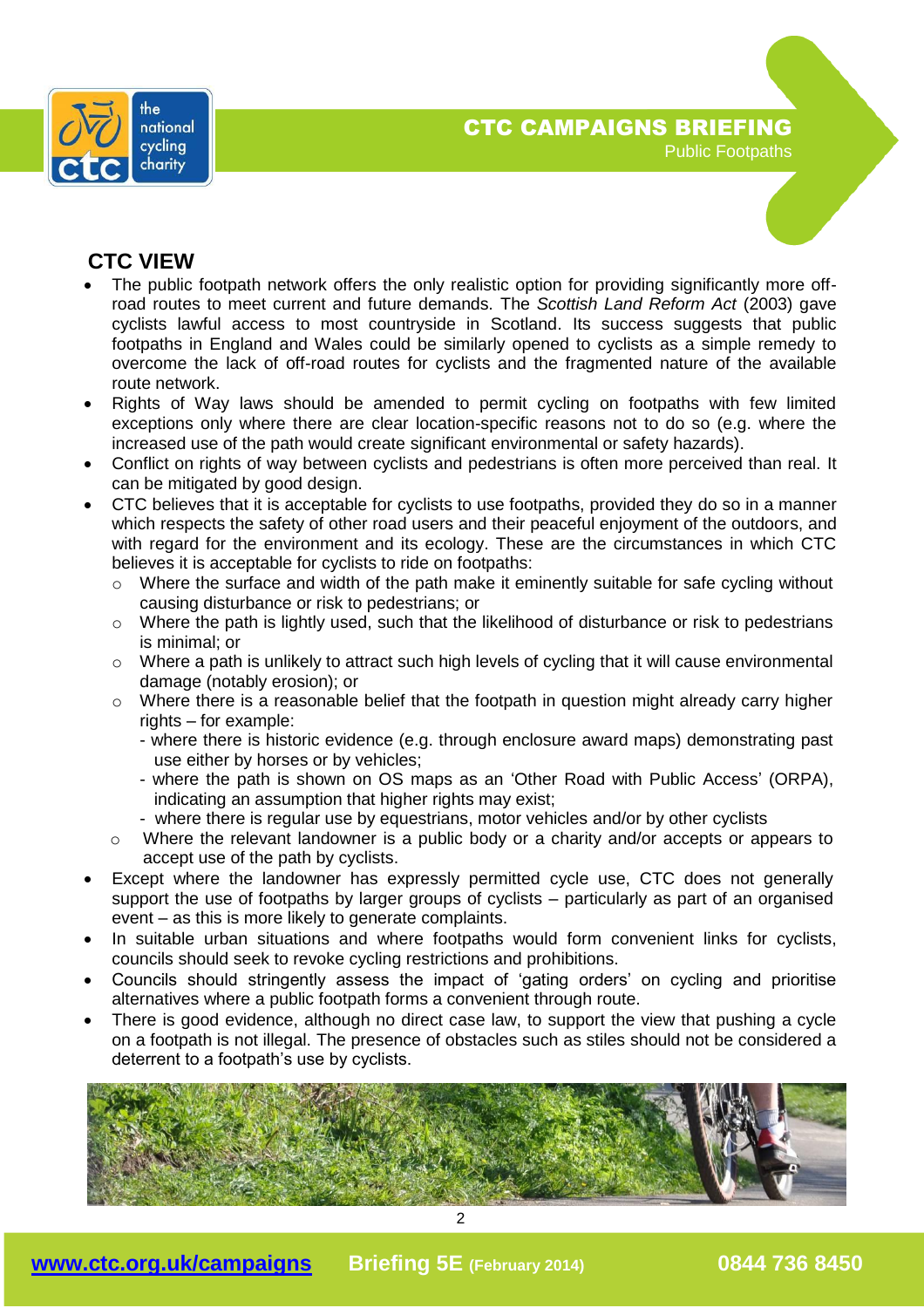## CTC VIEW

- The public footpath network offers the only realistic option for providing significantly more off-road routes to meet current and future demands. The *Scottish Land Reform Act* (2003) gave cyclists lawful access to most countryside in Scotland. Its success suggests that public footpaths in England and Wales could be similarly opened to cyclists as a simple remedy to overcome the lack of off-road routes for cyclists and the fragmented nature of the available route network.
- Rights of Way laws should be amended to permit cycling on footpaths with few limited exceptions only where there are clear location-specific reasons not to do so (e.g. where the increased use of the path would create significant environmental or safety hazards).
- Conflict on rights of way between cyclists and pedestrians is often more perceived than real. It can be mitigated by good design.
- CTC believes that it is acceptable for cyclists to use footpaths, provided they do so in a manner which respects the safety of other road users and their peaceful enjoyment of the outdoors, and with regard for the environment and its ecology. These are the circumstances in which CTC believes it is acceptable for cyclists to ride on footpaths:
  - Where the surface and width of the path make it eminently suitable for safe cycling without causing disturbance or risk to pedestrians; or
  - Where the path is lightly used, such that the likelihood of disturbance or risk to pedestrians is minimal; or
  - Where a path is unlikely to attract such high levels of cycling that it will cause environmental damage (notably erosion); or
  - Where there is a reasonable belief that the footpath in question might already carry higher rights – for example:
    - where there is historic evidence (e.g. through enclosure award maps) demonstrating past use either by horses or by vehicles;
    - where the path is shown on OS maps as an 'Other Road with Public Access' (ORPA), indicating an assumption that higher rights may exist;
    - where there is regular use by equestrians, motor vehicles and/or by other cyclists
  - Where the relevant landowner is a public body or a charity and/or accepts or appears to accept use of the path by cyclists.
- Except where the landowner has expressly permitted cycle use, CTC does not generally support the use of footpaths by larger groups of cyclists – particularly as part of an organised event – as this is more likely to generate complaints.
- In suitable urban situations and where footpaths would form convenient links for cyclists, councils should seek to revoke cycling restrictions and prohibitions.
- Councils should stringently assess the impact of 'gating orders' on cycling and prioritise alternatives where a public footpath forms a convenient through route.
- There is good evidence, although no direct case law, to support the view that pushing a cycle on a footpath is not illegal. The presence of obstacles such as stiles should not be considered a deterrent to a footpath's use by cyclists.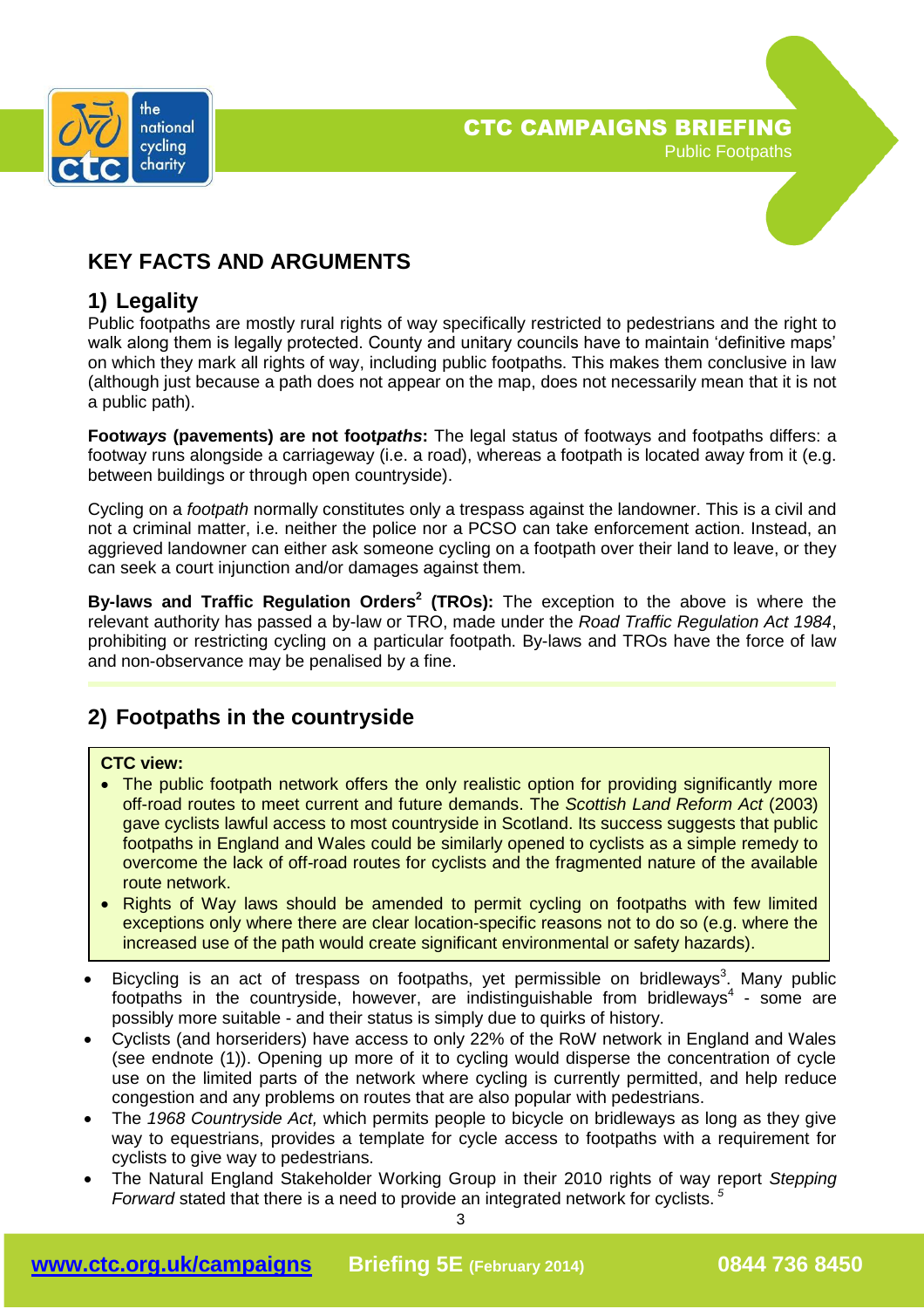## KEY FACTS AND ARGUMENTS

### 1) Legality

Public footpaths are mostly rural rights of way specifically restricted to pedestrians and the right to walk along them is legally protected. County and unitary councils have to maintain 'definitive maps' on which they mark all rights of way, including public footpaths. This makes them conclusive in law (although just because a path does not appear on the map, does not necessarily mean that it is not a public path).

**Foot*ways* (pavements) are not foot*paths*:** The legal status of footways and footpaths differs: a footway runs alongside a carriageway (i.e. a road), whereas a footpath is located away from it (e.g. between buildings or through open countryside).

Cycling on a *footpath* normally constitutes only a trespass against the landowner. This is a civil and not a criminal matter, i.e. neither the police nor a PCSO can take enforcement action. Instead, an aggrieved landowner can either ask someone cycling on a footpath over their land to leave, or they can seek a court injunction and/or damages against them.

**By-laws and Traffic Regulation Orders[2] (TROs):** The exception to the above is where the relevant authority has passed a by-law or TRO, made under the *Road Traffic Regulation Act 1984*, prohibiting or restricting cycling on a particular footpath. By-laws and TROs have the force of law and non-observance may be penalised by a fine.

### 2) Footpaths in the countryside

**CTC view:**

- The public footpath network offers the only realistic option for providing significantly more off-road routes to meet current and future demands. The *Scottish Land Reform Act* (2003) gave cyclists lawful access to most countryside in Scotland. Its success suggests that public footpaths in England and Wales could be similarly opened to cyclists as a simple remedy to overcome the lack of off-road routes for cyclists and the fragmented nature of the available route network.
- Rights of Way laws should be amended to permit cycling on footpaths with few limited exceptions only where there are clear location-specific reasons not to do so (e.g. where the increased use of the path would create significant environmental or safety hazards).

- Bicycling is an act of trespass on footpaths, yet permissible on bridleways[3]. Many public footpaths in the countryside, however, are indistinguishable from bridleways[4] - some are possibly more suitable - and their status is simply due to quirks of history.
- Cyclists (and horseriders) have access to only 22% of the RoW network in England and Wales (see endnote (1)). Opening up more of it to cycling would disperse the concentration of cycle use on the limited parts of the network where cycling is currently permitted, and help reduce congestion and any problems on routes that are also popular with pedestrians.
- The *1968 Countryside Act,* which permits people to bicycle on bridleways as long as they give way to equestrians, provides a template for cycle access to footpaths with a requirement for cyclists to give way to pedestrians.
- The Natural England Stakeholder Working Group in their 2010 rights of way report *Stepping Forward* stated that there is a need to provide an integrated network for cyclists.[5]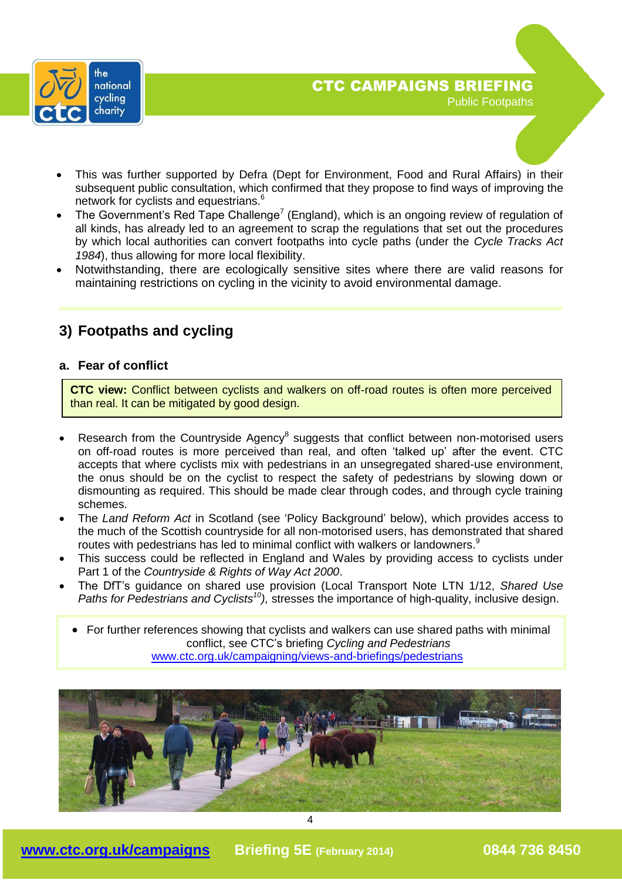- This was further supported by Defra (Dept for Environment, Food and Rural Affairs) in their subsequent public consultation, which confirmed that they propose to find ways of improving the network for cyclists and equestrians.[6]
- The Government's Red Tape Challenge[7] (England), which is an ongoing review of regulation of all kinds, has already led to an agreement to scrap the regulations that set out the procedures by which local authorities can convert footpaths into cycle paths (under the *Cycle Tracks Act 1984*), thus allowing for more local flexibility.
- Notwithstanding, there are ecologically sensitive sites where there are valid reasons for maintaining restrictions on cycling in the vicinity to avoid environmental damage.

## 3) Footpaths and cycling

### a. Fear of conflict

**CTC view:** Conflict between cyclists and walkers on off-road routes is often more perceived than real. It can be mitigated by good design.

- Research from the Countryside Agency[8] suggests that conflict between non-motorised users on off-road routes is more perceived than real, and often 'talked up' after the event. CTC accepts that where cyclists mix with pedestrians in an unsegregated shared-use environment, the onus should be on the cyclist to respect the safety of pedestrians by slowing down or dismounting as required. This should be made clear through codes, and through cycle training schemes.
- The *Land Reform Act* in Scotland (see 'Policy Background' below), which provides access to the much of the Scottish countryside for all non-motorised users, has demonstrated that shared routes with pedestrians has led to minimal conflict with walkers or landowners.[9]
- This success could be reflected in England and Wales by providing access to cyclists under Part 1 of the *Countryside & Rights of Way Act 2000*.
- The DfT's guidance on shared use provision (Local Transport Note LTN 1/12, *Shared Use Paths for Pedestrians and Cyclists*[10]*)*, stresses the importance of high-quality, inclusive design.

- For further references showing that cyclists and walkers can use shared paths with minimal conflict, see CTC's briefing *Cycling and Pedestrians* www.ctc.org.uk/campaigning/views-and-briefings/pedestrians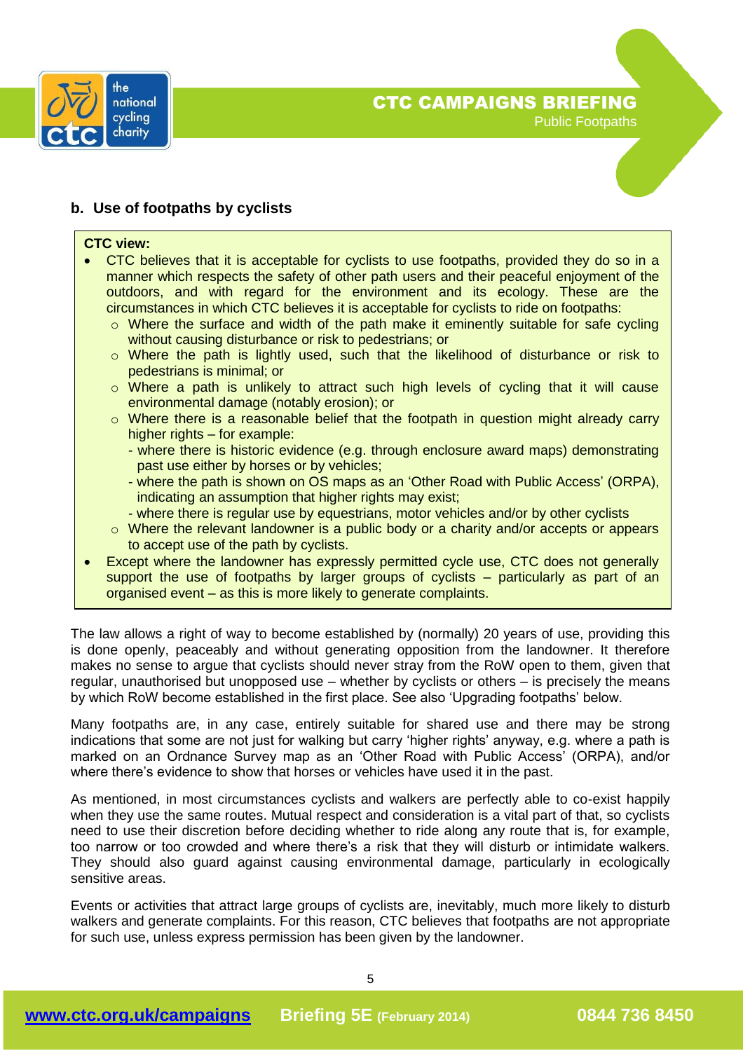### b. Use of footpaths by cyclists

**CTC view:**

- CTC believes that it is acceptable for cyclists to use footpaths, provided they do so in a manner which respects the safety of other path users and their peaceful enjoyment of the outdoors, and with regard for the environment and its ecology. These are the circumstances in which CTC believes it is acceptable for cyclists to ride on footpaths:
  - Where the surface and width of the path make it eminently suitable for safe cycling without causing disturbance or risk to pedestrians; or
  - Where the path is lightly used, such that the likelihood of disturbance or risk to pedestrians is minimal; or
  - Where a path is unlikely to attract such high levels of cycling that it will cause environmental damage (notably erosion); or
  - Where there is a reasonable belief that the footpath in question might already carry higher rights – for example:
    - where there is historic evidence (e.g. through enclosure award maps) demonstrating past use either by horses or by vehicles;
    - where the path is shown on OS maps as an 'Other Road with Public Access' (ORPA), indicating an assumption that higher rights may exist;
    - where there is regular use by equestrians, motor vehicles and/or by other cyclists
  - Where the relevant landowner is a public body or a charity and/or accepts or appears to accept use of the path by cyclists.
- Except where the landowner has expressly permitted cycle use, CTC does not generally support the use of footpaths by larger groups of cyclists – particularly as part of an organised event – as this is more likely to generate complaints.

The law allows a right of way to become established by (normally) 20 years of use, providing this is done openly, peaceably and without generating opposition from the landowner. It therefore makes no sense to argue that cyclists should never stray from the RoW open to them, given that regular, unauthorised but unopposed use – whether by cyclists or others – is precisely the means by which RoW become established in the first place. See also 'Upgrading footpaths' below.

Many footpaths are, in any case, entirely suitable for shared use and there may be strong indications that some are not just for walking but carry 'higher rights' anyway, e.g. where a path is marked on an Ordnance Survey map as an 'Other Road with Public Access' (ORPA), and/or where there's evidence to show that horses or vehicles have used it in the past.

As mentioned, in most circumstances cyclists and walkers are perfectly able to co-exist happily when they use the same routes. Mutual respect and consideration is a vital part of that, so cyclists need to use their discretion before deciding whether to ride along any route that is, for example, too narrow or too crowded and where there's a risk that they will disturb or intimidate walkers. They should also guard against causing environmental damage, particularly in ecologically sensitive areas.

Events or activities that attract large groups of cyclists are, inevitably, much more likely to disturb walkers and generate complaints. For this reason, CTC believes that footpaths are not appropriate for such use, unless express permission has been given by the landowner.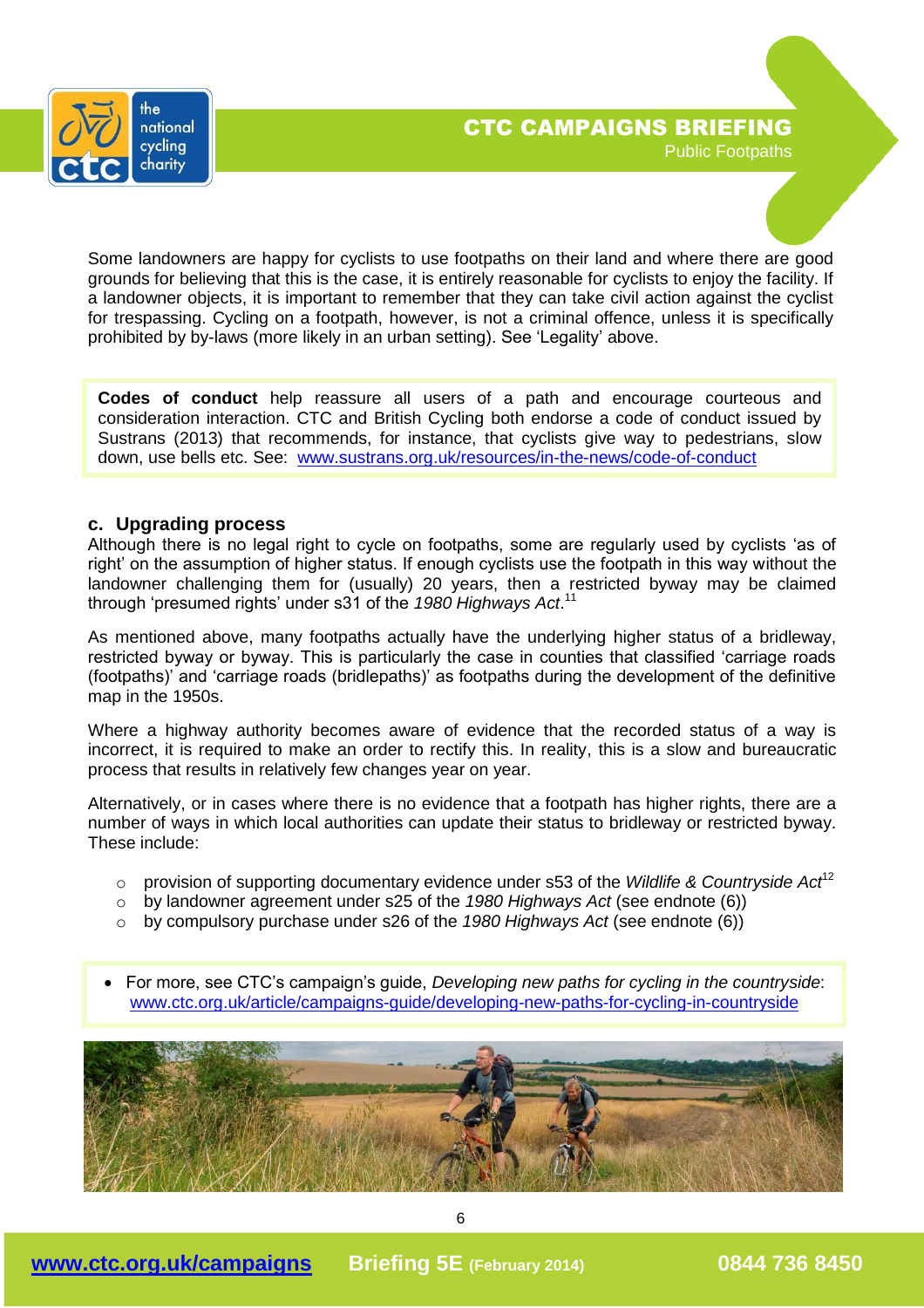Some landowners are happy for cyclists to use footpaths on their land and where there are good grounds for believing that this is the case, it is entirely reasonable for cyclists to enjoy the facility. If a landowner objects, it is important to remember that they can take civil action against the cyclist for trespassing. Cycling on a footpath, however, is not a criminal offence, unless it is specifically prohibited by by-laws (more likely in an urban setting). See 'Legality' above.

**Codes of conduct** help reassure all users of a path and encourage courteous and consideration interaction. CTC and British Cycling both endorse a code of conduct issued by Sustrans (2013) that recommends, for instance, that cyclists give way to pedestrians, slow down, use bells etc. See: www.sustrans.org.uk/resources/in-the-news/code-of-conduct

### c. Upgrading process

Although there is no legal right to cycle on footpaths, some are regularly used by cyclists 'as of right' on the assumption of higher status. If enough cyclists use the footpath in this way without the landowner challenging them for (usually) 20 years, then a restricted byway may be claimed through 'presumed rights' under s31 of the *1980 Highways Act*.[11]

As mentioned above, many footpaths actually have the underlying higher status of a bridleway, restricted byway or byway. This is particularly the case in counties that classified 'carriage roads (footpaths)' and 'carriage roads (bridlepaths)' as footpaths during the development of the definitive map in the 1950s.

Where a highway authority becomes aware of evidence that the recorded status of a way is incorrect, it is required to make an order to rectify this. In reality, this is a slow and bureaucratic process that results in relatively few changes year on year.

Alternatively, or in cases where there is no evidence that a footpath has higher rights, there are a number of ways in which local authorities can update their status to bridleway or restricted byway. These include:

- provision of supporting documentary evidence under s53 of the *Wildlife & Countryside Act*[12]
- by landowner agreement under s25 of the *1980 Highways Act* (see endnote (6))
- by compulsory purchase under s26 of the *1980 Highways Act* (see endnote (6))

- For more, see CTC's campaign's guide, *Developing new paths for cycling in the countryside*: www.ctc.org.uk/article/campaigns-guide/developing-new-paths-for-cycling-in-countryside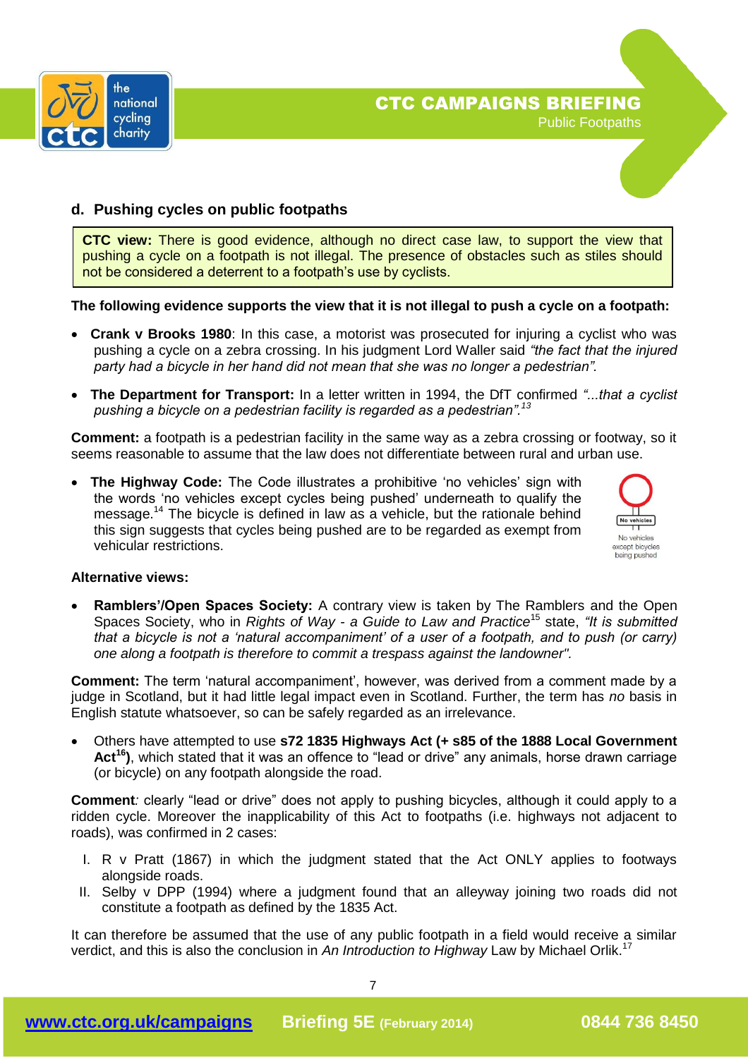## d. Pushing cycles on public footpaths

> **CTC view:** There is good evidence, although no direct case law, to support the view that pushing a cycle on a footpath is not illegal. The presence of obstacles such as stiles should not be considered a deterrent to a footpath's use by cyclists.

**The following evidence supports the view that it is not illegal to push a cycle on a footpath:**

- **Crank v Brooks 1980**: In this case, a motorist was prosecuted for injuring a cyclist who was pushing a cycle on a zebra crossing. In his judgment Lord Waller said *"the fact that the injured party had a bicycle in her hand did not mean that she was no longer a pedestrian".*
- **The Department for Transport:** In a letter written in 1994, the DfT confirmed *"...that a cyclist pushing a bicycle on a pedestrian facility is regarded as a pedestrian".*[13]

**Comment:** a footpath is a pedestrian facility in the same way as a zebra crossing or footway, so it seems reasonable to assume that the law does not differentiate between rural and urban use.

- **The Highway Code:** The Code illustrates a prohibitive 'no vehicles' sign with the words 'no vehicles except cycles being pushed' underneath to qualify the message.[14] The bicycle is defined in law as a vehicle, but the rationale behind this sign suggests that cycles being pushed are to be regarded as exempt from vehicular restrictions.

No vehicles except bicycles being pushed

**Alternative views:**

- **Ramblers'/Open Spaces Society:** A contrary view is taken by The Ramblers and the Open Spaces Society, who in *Rights of Way - a Guide to Law and Practice*[15] state, *"It is submitted that a bicycle is not a 'natural accompaniment' of a user of a footpath, and to push (or carry) one along a footpath is therefore to commit a trespass against the landowner".*

**Comment:** The term 'natural accompaniment', however, was derived from a comment made by a judge in Scotland, but it had little legal impact even in Scotland. Further, the term has *no* basis in English statute whatsoever, so can be safely regarded as an irrelevance.

- Others have attempted to use **s72 1835 Highways Act (+ s85 of the 1888 Local Government Act[16])**, which stated that it was an offence to "lead or drive" any animals, horse drawn carriage (or bicycle) on any footpath alongside the road.

**Comment***:* clearly "lead or drive" does not apply to pushing bicycles, although it could apply to a ridden cycle. Moreover the inapplicability of this Act to footpaths (i.e. highways not adjacent to roads), was confirmed in 2 cases:

I. R v Pratt (1867) in which the judgment stated that the Act ONLY applies to footways alongside roads.
II. Selby v DPP (1994) where a judgment found that an alleyway joining two roads did not constitute a footpath as defined by the 1835 Act.

It can therefore be assumed that the use of any public footpath in a field would receive a similar verdict, and this is also the conclusion in *An Introduction to Highway* Law by Michael Orlik.[17]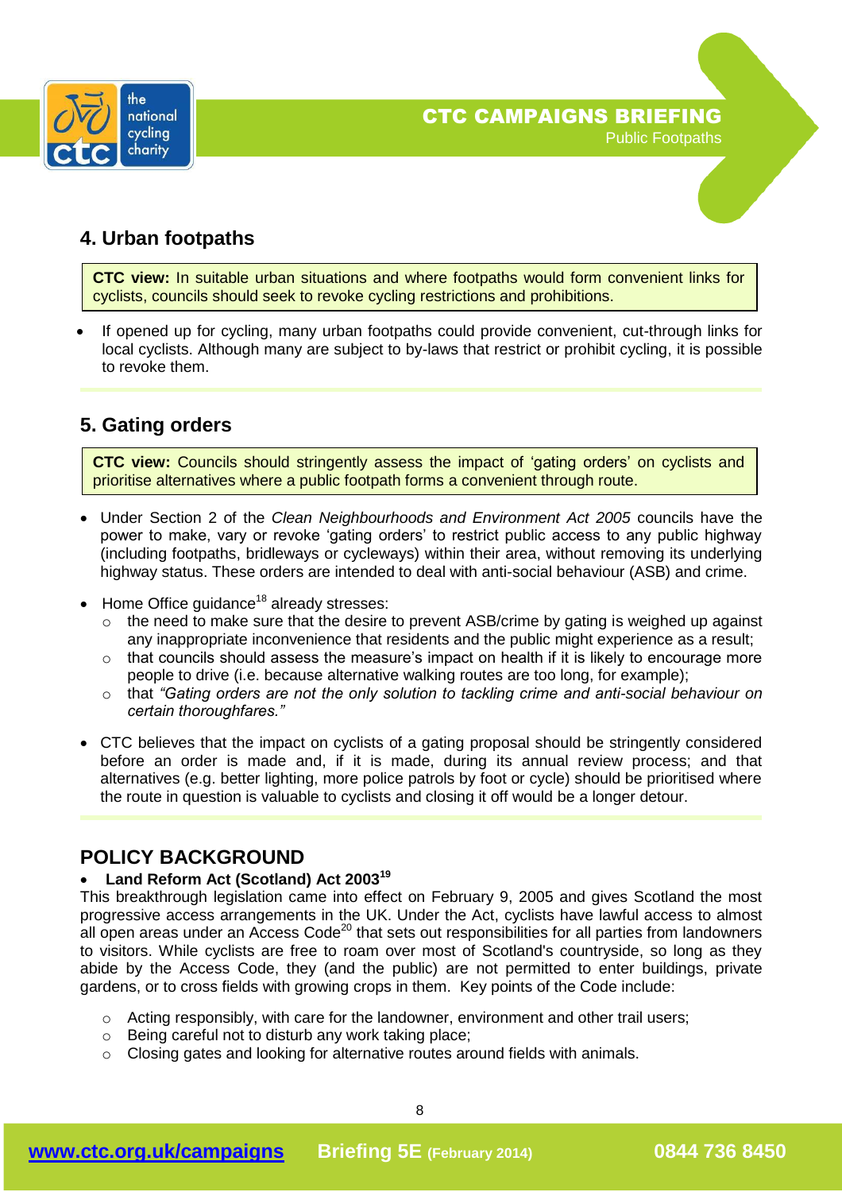## 4. Urban footpaths

**CTC view:** In suitable urban situations and where footpaths would form convenient links for cyclists, councils should seek to revoke cycling restrictions and prohibitions.

- If opened up for cycling, many urban footpaths could provide convenient, cut-through links for local cyclists. Although many are subject to by-laws that restrict or prohibit cycling, it is possible to revoke them.

## 5. Gating orders

**CTC view:** Councils should stringently assess the impact of 'gating orders' on cyclists and prioritise alternatives where a public footpath forms a convenient through route.

- Under Section 2 of the *Clean Neighbourhoods and Environment Act 2005* councils have the power to make, vary or revoke 'gating orders' to restrict public access to any public highway (including footpaths, bridleways or cycleways) within their area, without removing its underlying highway status. These orders are intended to deal with anti-social behaviour (ASB) and crime.
- Home Office guidance[18] already stresses:
  - the need to make sure that the desire to prevent ASB/crime by gating is weighed up against any inappropriate inconvenience that residents and the public might experience as a result;
  - that councils should assess the measure's impact on health if it is likely to encourage more people to drive (i.e. because alternative walking routes are too long, for example);
  - that *"Gating orders are not the only solution to tackling crime and anti-social behaviour on certain thoroughfares."*
- CTC believes that the impact on cyclists of a gating proposal should be stringently considered before an order is made and, if it is made, during its annual review process; and that alternatives (e.g. better lighting, more police patrols by foot or cycle) should be prioritised where the route in question is valuable to cyclists and closing it off would be a longer detour.

## POLICY BACKGROUND

- **Land Reform Act (Scotland) Act 2003**[19]

This breakthrough legislation came into effect on February 9, 2005 and gives Scotland the most progressive access arrangements in the UK. Under the Act, cyclists have lawful access to almost all open areas under an Access Code[20] that sets out responsibilities for all parties from landowners to visitors. While cyclists are free to roam over most of Scotland's countryside, so long as they abide by the Access Code, they (and the public) are not permitted to enter buildings, private gardens, or to cross fields with growing crops in them. Key points of the Code include:

- Acting responsibly, with care for the landowner, environment and other trail users;
- Being careful not to disturb any work taking place;
- Closing gates and looking for alternative routes around fields with animals.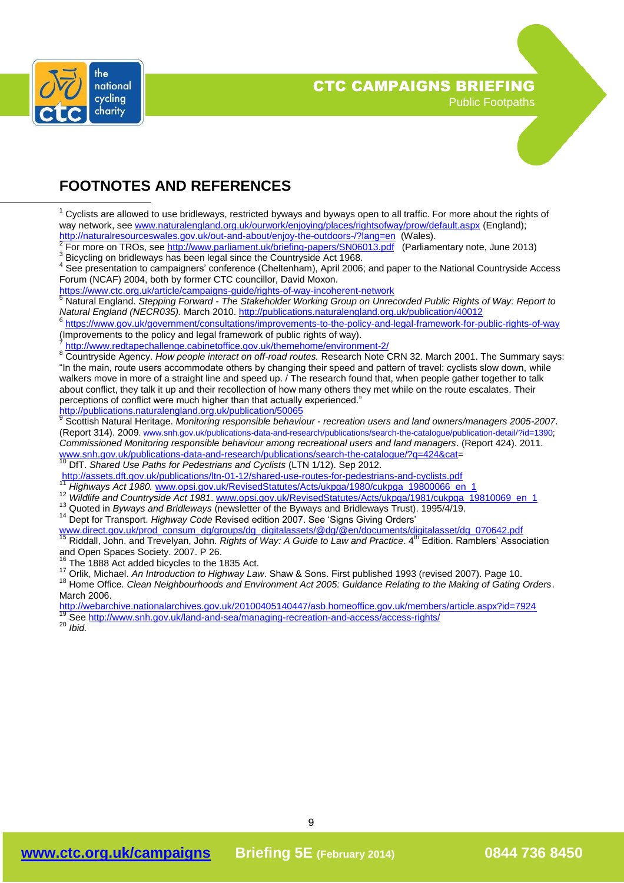## FOOTNOTES AND REFERENCES

[1] Cyclists are allowed to use bridleways, restricted byways and byways open to all traffic. For more about the rights of way network, see www.naturalengland.org.uk/ourwork/enjoying/places/rightsofway/prow/default.aspx (England); http://naturalresourceswales.gov.uk/out-and-about/enjoy-the-outdoors-/?lang=en (Wales).

[2] For more on TROs, see http://www.parliament.uk/briefing-papers/SN06013.pdf (Parliamentary note, June 2013)

[3] Bicycling on bridleways has been legal since the Countryside Act 1968.

[4] See presentation to campaigners' conference (Cheltenham), April 2006; and paper to the National Countryside Access Forum (NCAF) 2004, both by former CTC councillor, David Moxon. https://www.ctc.org.uk/article/campaigns-guide/rights-of-way-incoherent-network

[5] Natural England. *Stepping Forward - The Stakeholder Working Group on Unrecorded Public Rights of Way: Report to Natural England (NECR035).* March 2010. http://publications.naturalengland.org.uk/publication/40012

[6] https://www.gov.uk/government/consultations/improvements-to-the-policy-and-legal-framework-for-public-rights-of-way (Improvements to the policy and legal framework of public rights of way).

[7] http://www.redtapechallenge.cabinetoffice.gov.uk/themehome/environment-2/

[8] Countryside Agency. *How people interact on off-road routes.* Research Note CRN 32. March 2001. The Summary says: "In the main, route users accommodate others by changing their speed and pattern of travel: cyclists slow down, while walkers move in more of a straight line and speed up. / The research found that, when people gather together to talk about conflict, they talk it up and their recollection of how many others they met while on the route escalates. Their perceptions of conflict were much higher than that actually experienced." http://publications.naturalengland.org.uk/publication/50065

[9] Scottish Natural Heritage. *Monitoring responsible behaviour - recreation users and land owners/managers 2005-2007*. (Report 314). 2009. www.snh.gov.uk/publications-data-and-research/publications/search-the-catalogue/publication-detail/?id=1390; *Commissioned Monitoring responsible behaviour among recreational users and land managers*. (Report 424). 2011. www.snh.gov.uk/publications-data-and-research/publications/search-the-catalogue/?q=424&cat=

[10] DfT. *Shared Use Paths for Pedestrians and Cyclists* (LTN 1/12). Sep 2012. http://assets.dft.gov.uk/publications/ltn-01-12/shared-use-routes-for-pedestrians-and-cyclists.pdf

[11] *Highways Act 1980.* www.opsi.gov.uk/RevisedStatutes/Acts/ukpga/1980/cukpga_19800066_en_1

[12] *Wildlife and Countryside Act 1981*. www.opsi.gov.uk/RevisedStatutes/Acts/ukpga/1981/cukpga_19810069_en_1

[13] Quoted in *Byways and Bridleways* (newsletter of the Byways and Bridleways Trust). 1995/4/19.

[14] Dept for Transport. *Highway Code* Revised edition 2007. See 'Signs Giving Orders' www.direct.gov.uk/prod_consum_dg/groups/dg_digitalassets/@dg/@en/documents/digitalasset/dg_070642.pdf

[15] Riddall, John. and Trevelyan, John. *Rights of Way: A Guide to Law and Practice*. 4th Edition. Ramblers' Association and Open Spaces Society. 2007. P 26.

[16] The 1888 Act added bicycles to the 1835 Act.

[17] Orlik, Michael. *An Introduction to Highway Law*. Shaw & Sons. First published 1993 (revised 2007). Page 10.

[18] Home Office. *Clean Neighbourhoods and Environment Act 2005: Guidance Relating to the Making of Gating Orders*. March 2006. http://webarchive.nationalarchives.gov.uk/20100405140447/asb.homeoffice.gov.uk/members/article.aspx?id=7924

[19] See http://www.snh.gov.uk/land-and-sea/managing-recreation-and-access/access-rights/

[20] *Ibid.*